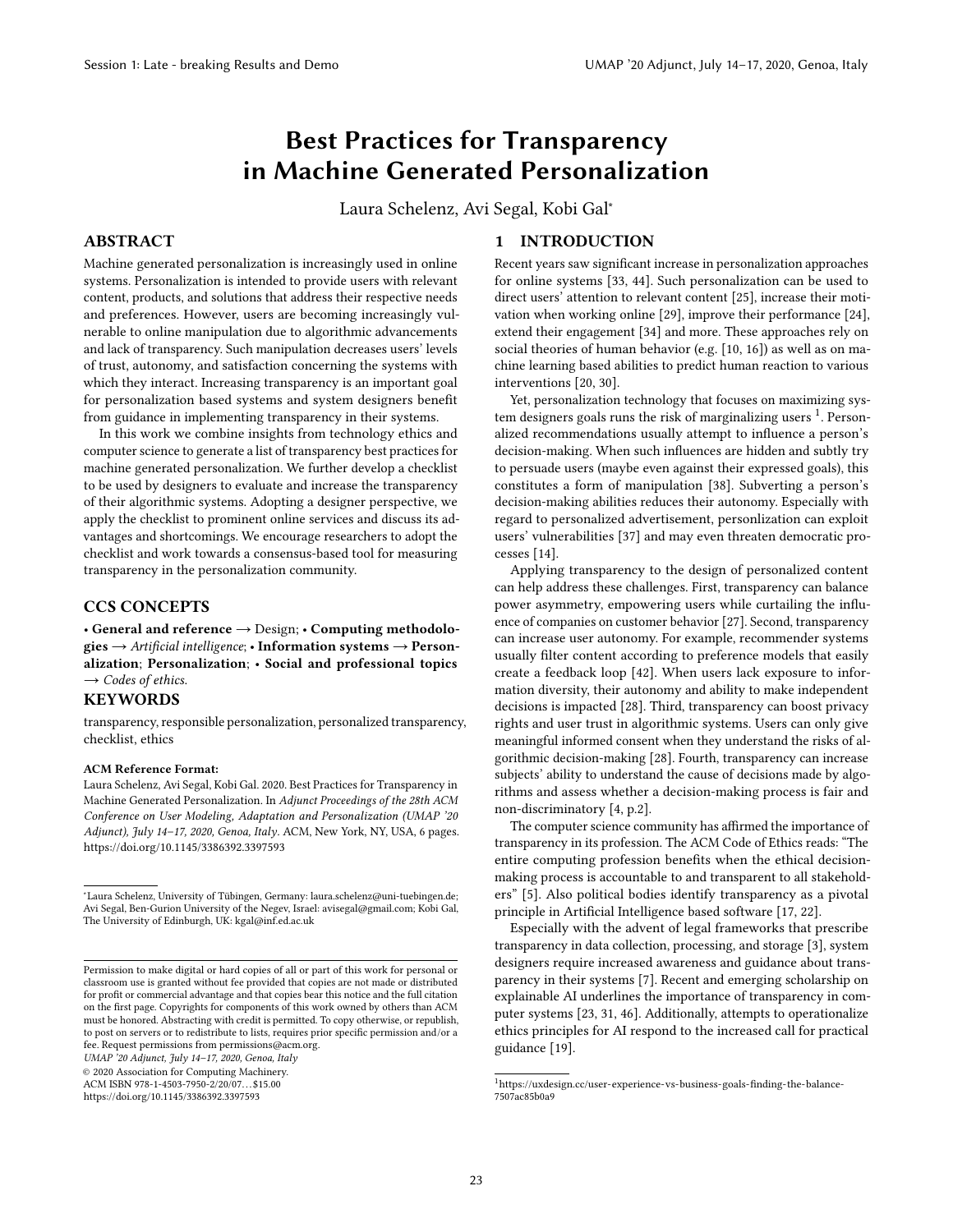# Best Practices for Transparency in Machine Generated Personalization

Laura Schelenz, Avi Segal, Kobi Gal*

## ABSTRACT

Machine generated personalization is increasingly used in online systems. Personalization is intended to provide users with relevant content, products, and solutions that address their respective needs and preferences. However, users are becoming increasingly vulnerable to online manipulation due to algorithmic advancements and lack of transparency. Such manipulation decreases users' levels of trust, autonomy, and satisfaction concerning the systems with which they interact. Increasing transparency is an important goal for personalization based systems and system designers benefit from guidance in implementing transparency in their systems.

In this work we combine insights from technology ethics and computer science to generate a list of transparency best practices for machine generated personalization. We further develop a checklist to be used by designers to evaluate and increase the transparency of their algorithmic systems. Adopting a designer perspective, we apply the checklist to prominent online services and discuss its advantages and shortcomings. We encourage researchers to adopt the checklist and work towards a consensus-based tool for measuring transparency in the personalization community.

## CCS CONCEPTS

• **General and reference** → Design; • **Computing methodologies** → *Artificial intelligence*; • **Information systems** → **Personalization**; **Personalization**; • **Social and professional topics** → *Codes of ethics*.

## KEYWORDS

transparency, responsible personalization, personalized transparency, checklist, ethics

**ACM Reference Format:**

Laura Schelenz, Avi Segal, Kobi Gal. 2020. Best Practices for Transparency in Machine Generated Personalization. In *Adjunct Proceedings of the 28th ACM Conference on User Modeling, Adaptation and Personalization (UMAP '20 Adjunct), July 14–17, 2020, Genoa, Italy.* ACM, New York, NY, USA, 6 pages. https://doi.org/10.1145/3386392.3397593

*Laura Schelenz, University of Tübingen, Germany: laura.schelenz@uni-tuebingen.de; Avi Segal, Ben-Gurion University of the Negev, Israel: avisegal@gmail.com; Kobi Gal, The University of Edinburgh, UK: kgal@inf.ed.ac.uk

Permission to make digital or hard copies of all or part of this work for personal or classroom use is granted without fee provided that copies are not made or distributed for profit or commercial advantage and that copies bear this notice and the full citation on the first page. Copyrights for components of this work owned by others than ACM must be honored. Abstracting with credit is permitted. To copy otherwise, or republish, to post on servers or to redistribute to lists, requires prior specific permission and/or a fee. Request permissions from permissions@acm.org.

*UMAP '20 Adjunct, July 14–17, 2020, Genoa, Italy*

© 2020 Association for Computing Machinery.

ACM ISBN 978-1-4503-7950-2/20/07…$15.00

https://doi.org/10.1145/3386392.3397593

## 1 INTRODUCTION

Recent years saw significant increase in personalization approaches for online systems [33, 44]. Such personalization can be used to direct users' attention to relevant content [25], increase their motivation when working online [29], improve their performance [24], extend their engagement [34] and more. These approaches rely on social theories of human behavior (e.g. [10, 16]) as well as on machine learning based abilities to predict human reaction to various interventions [20, 30].

Yet, personalization technology that focuses on maximizing system designers goals runs the risk of marginalizing users [1]. Personalized recommendations usually attempt to influence a person's decision-making. When such influences are hidden and subtly try to persuade users (maybe even against their expressed goals), this constitutes a form of manipulation [38]. Subverting a person's decision-making abilities reduces their autonomy. Especially with regard to personalized advertisement, personlization can exploit users' vulnerabilities [37] and may even threaten democratic processes [14].

Applying transparency to the design of personalized content can help address these challenges. First, transparency can balance power asymmetry, empowering users while curtailing the influence of companies on customer behavior [27]. Second, transparency can increase user autonomy. For example, recommender systems usually filter content according to preference models that easily create a feedback loop [42]. When users lack exposure to information diversity, their autonomy and ability to make independent decisions is impacted [28]. Third, transparency can boost privacy rights and user trust in algorithmic systems. Users can only give meaningful informed consent when they understand the risks of algorithmic decision-making [28]. Fourth, transparency can increase subjects' ability to understand the cause of decisions made by algorithms and assess whether a decision-making process is fair and non-discriminatory [4, p.2].

The computer science community has affirmed the importance of transparency in its profession. The ACM Code of Ethics reads: "The entire computing profession benefits when the ethical decision-making process is accountable to and transparent to all stakeholders" [5]. Also political bodies identify transparency as a pivotal principle in Artificial Intelligence based software [17, 22].

Especially with the advent of legal frameworks that prescribe transparency in data collection, processing, and storage [3], system designers require increased awareness and guidance about transparency in their systems [7]. Recent and emerging scholarship on explainable AI underlines the importance of transparency in computer systems [23, 31, 46]. Additionally, attempts to operationalize ethics principles for AI respond to the increased call for practical guidance [19].

[1] https://uxdesign.cc/user-experience-vs-business-goals-finding-the-balance-7507ac85b0a9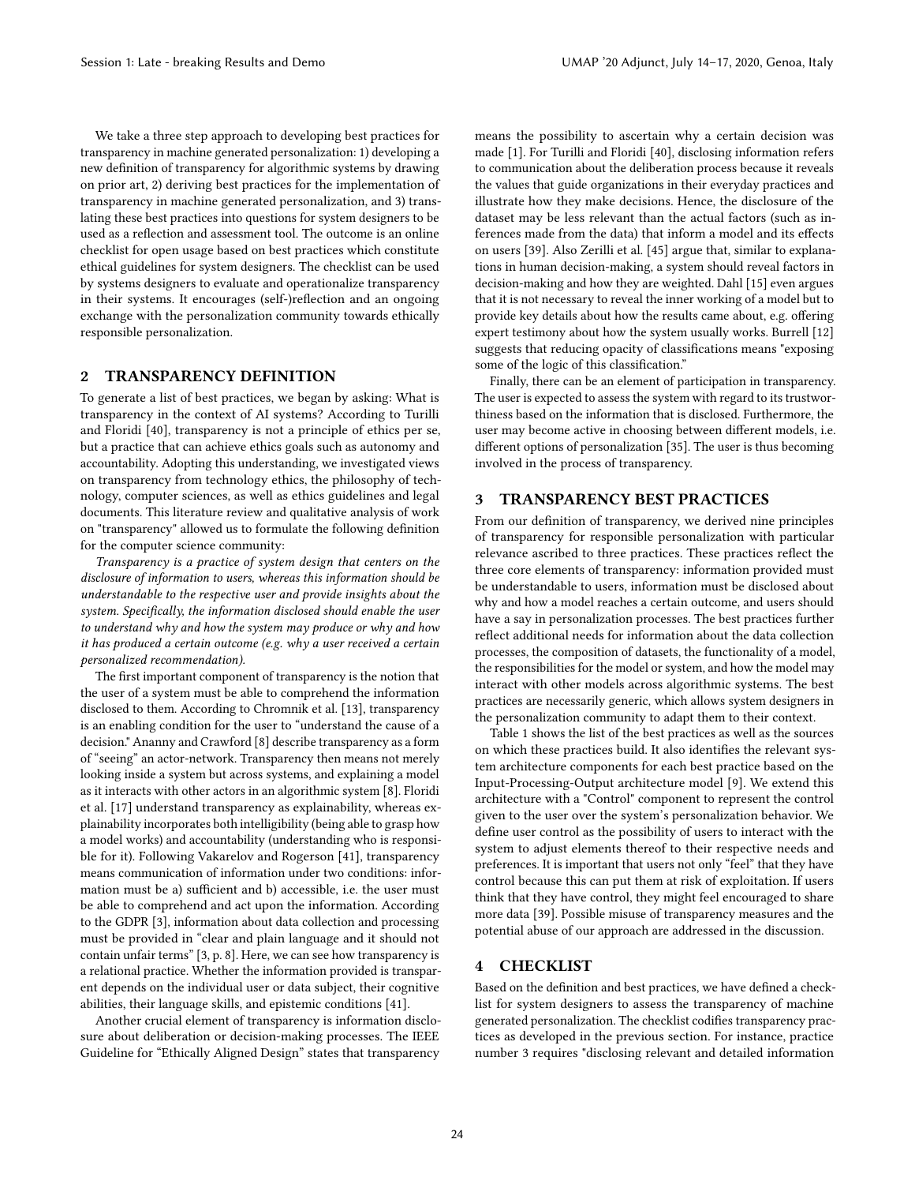We take a three step approach to developing best practices for transparency in machine generated personalization: 1) developing a new definition of transparency for algorithmic systems by drawing on prior art, 2) deriving best practices for the implementation of transparency in machine generated personalization, and 3) translating these best practices into questions for system designers to be used as a reflection and assessment tool. The outcome is an online checklist for open usage based on best practices which constitute ethical guidelines for system designers. The checklist can be used by systems designers to evaluate and operationalize transparency in their systems. It encourages (self-)reflection and an ongoing exchange with the personalization community towards ethically responsible personalization.

## 2 TRANSPARENCY DEFINITION

To generate a list of best practices, we began by asking: What is transparency in the context of AI systems? According to Turilli and Floridi [40], transparency is not a principle of ethics per se, but a practice that can achieve ethics goals such as autonomy and accountability. Adopting this understanding, we investigated views on transparency from technology ethics, the philosophy of technology, computer sciences, as well as ethics guidelines and legal documents. This literature review and qualitative analysis of work on "transparency" allowed us to formulate the following definition for the computer science community:

*Transparency is a practice of system design that centers on the disclosure of information to users, whereas this information should be understandable to the respective user and provide insights about the system. Specifically, the information disclosed should enable the user to understand why and how the system may produce or why and how it has produced a certain outcome (e.g. why a user received a certain personalized recommendation).*

The first important component of transparency is the notion that the user of a system must be able to comprehend the information disclosed to them. According to Chromnik et al. [13], transparency is an enabling condition for the user to "understand the cause of a decision." Ananny and Crawford [8] describe transparency as a form of "seeing" an actor-network. Transparency then means not merely looking inside a system but across systems, and explaining a model as it interacts with other actors in an algorithmic system [8]. Floridi et al. [17] understand transparency as explainability, whereas explainability incorporates both intelligibility (being able to grasp how a model works) and accountability (understanding who is responsible for it). Following Vakarelov and Rogerson [41], transparency means communication of information under two conditions: information must be a) sufficient and b) accessible, i.e. the user must be able to comprehend and act upon the information. According to the GDPR [3], information about data collection and processing must be provided in "clear and plain language and it should not contain unfair terms" [3, p. 8]. Here, we can see how transparency is a relational practice. Whether the information provided is transparent depends on the individual user or data subject, their cognitive abilities, their language skills, and epistemic conditions [41].

Another crucial element of transparency is information disclosure about deliberation or decision-making processes. The IEEE Guideline for "Ethically Aligned Design" states that transparency means the possibility to ascertain why a certain decision was made [1]. For Turilli and Floridi [40], disclosing information refers to communication about the deliberation process because it reveals the values that guide organizations in their everyday practices and illustrate how they make decisions. Hence, the disclosure of the dataset may be less relevant than the actual factors (such as inferences made from the data) that inform a model and its effects on users [39]. Also Zerilli et al. [45] argue that, similar to explanations in human decision-making, a system should reveal factors in decision-making and how they are weighted. Dahl [15] even argues that it is not necessary to reveal the inner working of a model but to provide key details about how the results came about, e.g. offering expert testimony about how the system usually works. Burrell [12] suggests that reducing opacity of classifications means "exposing some of the logic of this classification."

Finally, there can be an element of participation in transparency. The user is expected to assess the system with regard to its trustworthiness based on the information that is disclosed. Furthermore, the user may become active in choosing between different models, i.e. different options of personalization [35]. The user is thus becoming involved in the process of transparency.

## 3 TRANSPARENCY BEST PRACTICES

From our definition of transparency, we derived nine principles of transparency for responsible personalization with particular relevance ascribed to three practices. These practices reflect the three core elements of transparency: information provided must be understandable to users, information must be disclosed about why and how a model reaches a certain outcome, and users should have a say in personalization processes. The best practices further reflect additional needs for information about the data collection processes, the composition of datasets, the functionality of a model, the responsibilities for the model or system, and how the model may interact with other models across algorithmic systems. The best practices are necessarily generic, which allows system designers in the personalization community to adapt them to their context.

Table 1 shows the list of the best practices as well as the sources on which these practices build. It also identifies the relevant system architecture components for each best practice based on the Input-Processing-Output architecture model [9]. We extend this architecture with a "Control" component to represent the control given to the user over the system's personalization behavior. We define user control as the possibility of users to interact with the system to adjust elements thereof to their respective needs and preferences. It is important that users not only "feel" that they have control because this can put them at risk of exploitation. If users think that they have control, they might feel encouraged to share more data [39]. Possible misuse of transparency measures and the potential abuse of our approach are addressed in the discussion.

## 4 CHECKLIST

Based on the definition and best practices, we have defined a checklist for system designers to assess the transparency of machine generated personalization. The checklist codifies transparency practices as developed in the previous section. For instance, practice number 3 requires "disclosing relevant and detailed information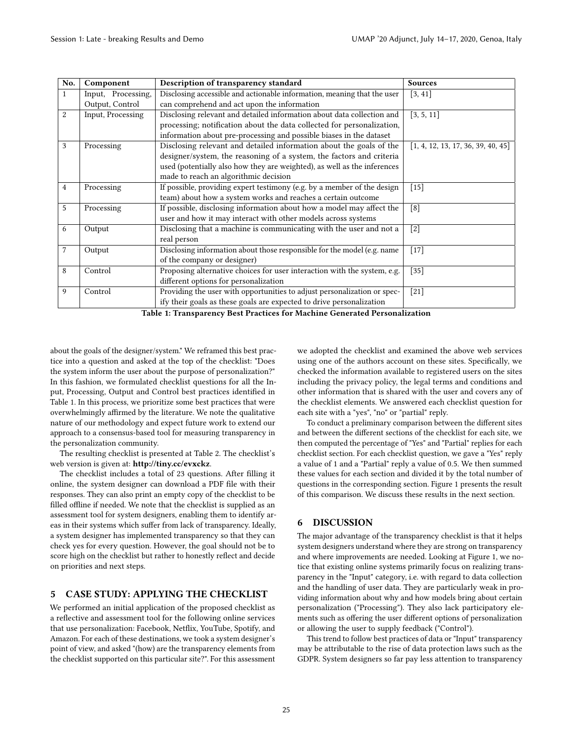| No. | Component | Description of transparency standard | Sources |
|---|---|---|---|
| 1 | Input, Processing, Output, Control | Disclosing accessible and actionable information, meaning that the user can comprehend and act upon the information | [3, 41] |
| 2 | Input, Processing | Disclosing relevant and detailed information about data collection and processing; notification about the data collected for personalization, information about pre-processing and possible biases in the dataset | [3, 5, 11] |
| 3 | Processing | Disclosing relevant and detailed information about the goals of the designer/system, the reasoning of a system, the factors and criteria used (potentially also how they are weighted), as well as the inferences made to reach an algorithmic decision | [1, 4, 12, 13, 17, 36, 39, 40, 45] |
| 4 | Processing | If possible, providing expert testimony (e.g. by a member of the design team) about how a system works and reaches a certain outcome | [15] |
| 5 | Processing | If possible, disclosing information about how a model may affect the user and how it may interact with other models across systems | [8] |
| 6 | Output | Disclosing that a machine is communicating with the user and not a real person | [2] |
| 7 | Output | Disclosing information about those responsible for the model (e.g. name of the company or designer) | [17] |
| 8 | Control | Proposing alternative choices for user interaction with the system, e.g. different options for personalization | [35] |
| 9 | Control | Providing the user with opportunities to adjust personalization or specify their goals as these goals are expected to drive personalization | [21] |

**Table 1: Transparency Best Practices for Machine Generated Personalization**

about the goals of the designer/system." We reframed this best practice into a question and asked at the top of the checklist: "Does the system inform the user about the purpose of personalization?" In this fashion, we formulated checklist questions for all the Input, Processing, Output and Control best practices identified in Table 1. In this process, we prioritize some best practices that were overwhelmingly affirmed by the literature. We note the qualitative nature of our methodology and expect future work to extend our approach to a consensus-based tool for measuring transparency in the personalization community.

The resulting checklist is presented at Table 2. The checklist's web version is given at: **http://tiny.cc/evxckz**.

The checklist includes a total of 23 questions. After filling it online, the system designer can download a PDF file with their responses. They can also print an empty copy of the checklist to be filled offline if needed. We note that the checklist is supplied as an assessment tool for system designers, enabling them to identify areas in their systems which suffer from lack of transparency. Ideally, a system designer has implemented transparency so that they can check yes for every question. However, the goal should not be to score high on the checklist but rather to honestly reflect and decide on priorities and next steps.

## 5 CASE STUDY: APPLYING THE CHECKLIST

We performed an initial application of the proposed checklist as a reflective and assessment tool for the following online services that use personalization: Facebook, Netflix, YouTube, Spotify, and Amazon. For each of these destinations, we took a system designer's point of view, and asked "(how) are the transparency elements from the checklist supported on this particular site?". For this assessment we adopted the checklist and examined the above web services using one of the authors account on these sites. Specifically, we checked the information available to registered users on the sites including the privacy policy, the legal terms and conditions and other information that is shared with the user and covers any of the checklist elements. We answered each checklist question for each site with a "yes", "no" or "partial" reply.

To conduct a preliminary comparison between the different sites and between the different sections of the checklist for each site, we then computed the percentage of "Yes" and "Partial" replies for each checklist section. For each checklist question, we gave a "Yes" reply a value of 1 and a "Partial" reply a value of 0.5. We then summed these values for each section and divided it by the total number of questions in the corresponding section. Figure 1 presents the result of this comparison. We discuss these results in the next section.

## 6 DISCUSSION

The major advantage of the transparency checklist is that it helps system designers understand where they are strong on transparency and where improvements are needed. Looking at Figure 1, we notice that existing online systems primarily focus on realizing transparency in the "Input" category, i.e. with regard to data collection and the handling of user data. They are particularly weak in providing information about why and how models bring about certain personalization ("Processing"). They also lack participatory elements such as offering the user different options of personalization or allowing the user to supply feedback ("Control").

This trend to follow best practices of data or "Input" transparency may be attributable to the rise of data protection laws such as the GDPR. System designers so far pay less attention to transparency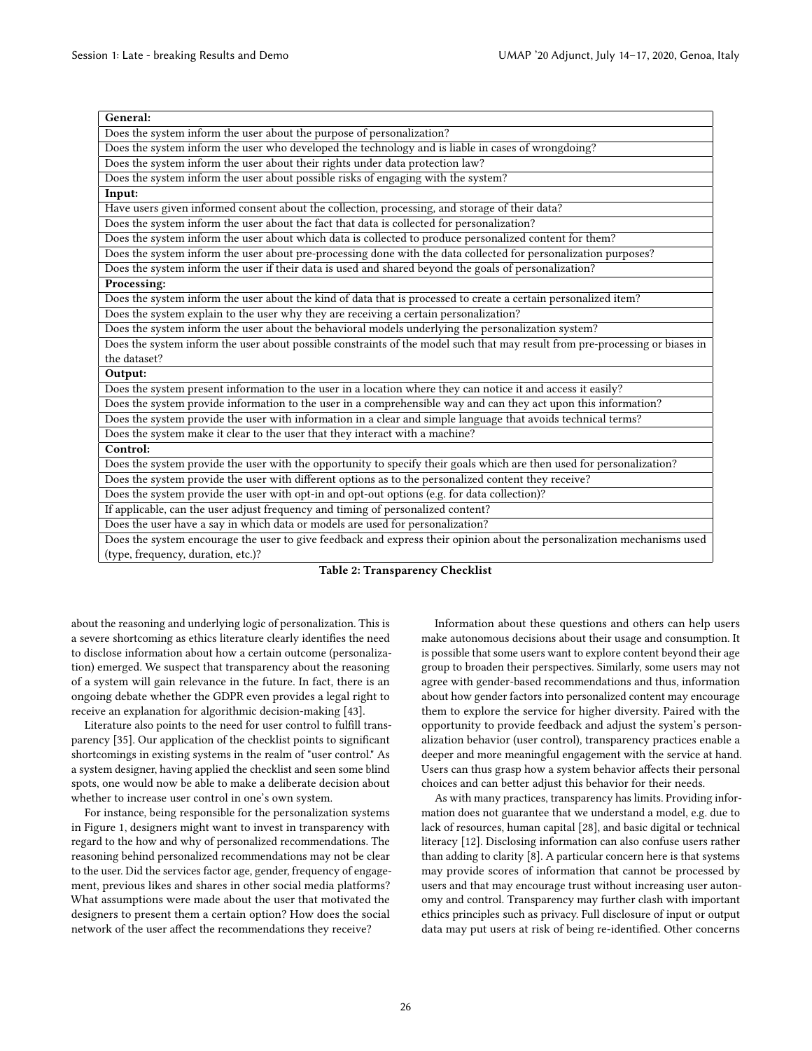| General: |
|---|
| Does the system inform the user about the purpose of personalization? |
| Does the system inform the user who developed the technology and is liable in cases of wrongdoing? |
| Does the system inform the user about their rights under data protection law? |
| Does the system inform the user about possible risks of engaging with the system? |
| **Input:** |
| Have users given informed consent about the collection, processing, and storage of their data? |
| Does the system inform the user about the fact that data is collected for personalization? |
| Does the system inform the user about which data is collected to produce personalized content for them? |
| Does the system inform the user about pre-processing done with the data collected for personalization purposes? |
| Does the system inform the user if their data is used and shared beyond the goals of personalization? |
| **Processing:** |
| Does the system inform the user about the kind of data that is processed to create a certain personalized item? |
| Does the system explain to the user why they are receiving a certain personalization? |
| Does the system inform the user about the behavioral models underlying the personalization system? |
| Does the system inform the user about possible constraints of the model such that may result from pre-processing or biases in the dataset? |
| **Output:** |
| Does the system present information to the user in a location where they can notice it and access it easily? |
| Does the system provide information to the user in a comprehensible way and can they act upon this information? |
| Does the system provide the user with information in a clear and simple language that avoids technical terms? |
| Does the system make it clear to the user that they interact with a machine? |
| **Control:** |
| Does the system provide the user with the opportunity to specify their goals which are then used for personalization? |
| Does the system provide the user with different options as to the personalized content they receive? |
| Does the system provide the user with opt-in and opt-out options (e.g. for data collection)? |
| If applicable, can the user adjust frequency and timing of personalized content? |
| Does the user have a say in which data or models are used for personalization? |
| Does the system encourage the user to give feedback and express their opinion about the personalization mechanisms used (type, frequency, duration, etc.)? |

**Table 2: Transparency Checklist**

about the reasoning and underlying logic of personalization. This is a severe shortcoming as ethics literature clearly identifies the need to disclose information about how a certain outcome (personalization) emerged. We suspect that transparency about the reasoning of a system will gain relevance in the future. In fact, there is an ongoing debate whether the GDPR even provides a legal right to receive an explanation for algorithmic decision-making [43].

Literature also points to the need for user control to fulfill transparency [35]. Our application of the checklist points to significant shortcomings in existing systems in the realm of "user control." As a system designer, having applied the checklist and seen some blind spots, one would now be able to make a deliberate decision about whether to increase user control in one's own system.

For instance, being responsible for the personalization systems in Figure 1, designers might want to invest in transparency with regard to the how and why of personalized recommendations. The reasoning behind personalized recommendations may not be clear to the user. Did the services factor age, gender, frequency of engagement, previous likes and shares in other social media platforms? What assumptions were made about the user that motivated the designers to present them a certain option? How does the social network of the user affect the recommendations they receive?

Information about these questions and others can help users make autonomous decisions about their usage and consumption. It is possible that some users want to explore content beyond their age group to broaden their perspectives. Similarly, some users may not agree with gender-based recommendations and thus, information about how gender factors into personalized content may encourage them to explore the service for higher diversity. Paired with the opportunity to provide feedback and adjust the system's personalization behavior (user control), transparency practices enable a deeper and more meaningful engagement with the service at hand. Users can thus grasp how a system behavior affects their personal choices and can better adjust this behavior for their needs.

As with many practices, transparency has limits. Providing information does not guarantee that we understand a model, e.g. due to lack of resources, human capital [28], and basic digital or technical literacy [12]. Disclosing information can also confuse users rather than adding to clarity [8]. A particular concern here is that systems may provide scores of information that cannot be processed by users and that may encourage trust without increasing user autonomy and control. Transparency may further clash with important ethics principles such as privacy. Full disclosure of input or output data may put users at risk of being re-identified. Other concerns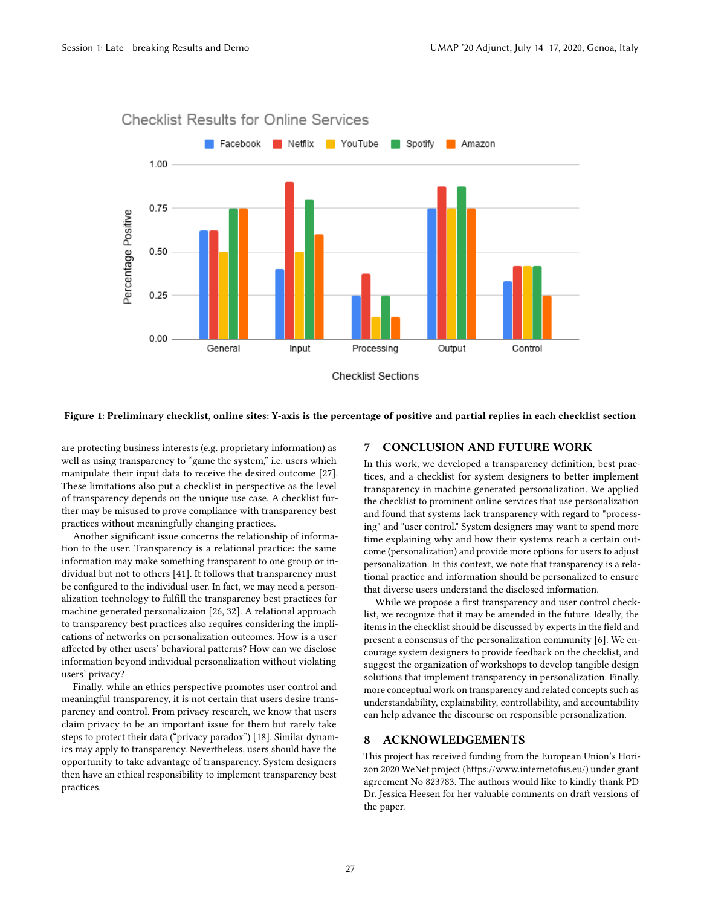Figure 1: Preliminary checklist, online sites: Y-axis is the percentage of positive and partial replies in each checklist section

are protecting business interests (e.g. proprietary information) as well as using transparency to "game the system," i.e. users which manipulate their input data to receive the desired outcome [27]. These limitations also put a checklist in perspective as the level of transparency depends on the unique use case. A checklist further may be misused to prove compliance with transparency best practices without meaningfully changing practices.

Another significant issue concerns the relationship of information to the user. Transparency is a relational practice: the same information may make something transparent to one group or individual but not to others [41]. It follows that transparency must be configured to the individual user. In fact, we may need a personalization technology to fulfill the transparency best practices for machine generated personalizaion [26, 32]. A relational approach to transparency best practices also requires considering the implications of networks on personalization outcomes. How is a user affected by other users' behavioral patterns? How can we disclose information beyond individual personalization without violating users' privacy?

Finally, while an ethics perspective promotes user control and meaningful transparency, it is not certain that users desire transparency and control. From privacy research, we know that users claim privacy to be an important issue for them but rarely take steps to protect their data ("privacy paradox") [18]. Similar dynamics may apply to transparency. Nevertheless, users should have the opportunity to take advantage of transparency. System designers then have an ethical responsibility to implement transparency best practices.

## 7 CONCLUSION AND FUTURE WORK

In this work, we developed a transparency definition, best practices, and a checklist for system designers to better implement transparency in machine generated personalization. We applied the checklist to prominent online services that use personalization and found that systems lack transparency with regard to "processing" and "user control." System designers may want to spend more time explaining why and how their systems reach a certain outcome (personalization) and provide more options for users to adjust personalization. In this context, we note that transparency is a relational practice and information should be personalized to ensure that diverse users understand the disclosed information.

While we propose a first transparency and user control checklist, we recognize that it may be amended in the future. Ideally, the items in the checklist should be discussed by experts in the field and present a consensus of the personalization community [6]. We encourage system designers to provide feedback on the checklist, and suggest the organization of workshops to develop tangible design solutions that implement transparency in personalization. Finally, more conceptual work on transparency and related concepts such as understandability, explainability, controllability, and accountability can help advance the discourse on responsible personalization.

## 8 ACKNOWLEDGEMENTS

This project has received funding from the European Union's Horizon 2020 WeNet project (https://www.internetofus.eu/) under grant agreement No 823783. The authors would like to kindly thank PD Dr. Jessica Heesen for her valuable comments on draft versions of the paper.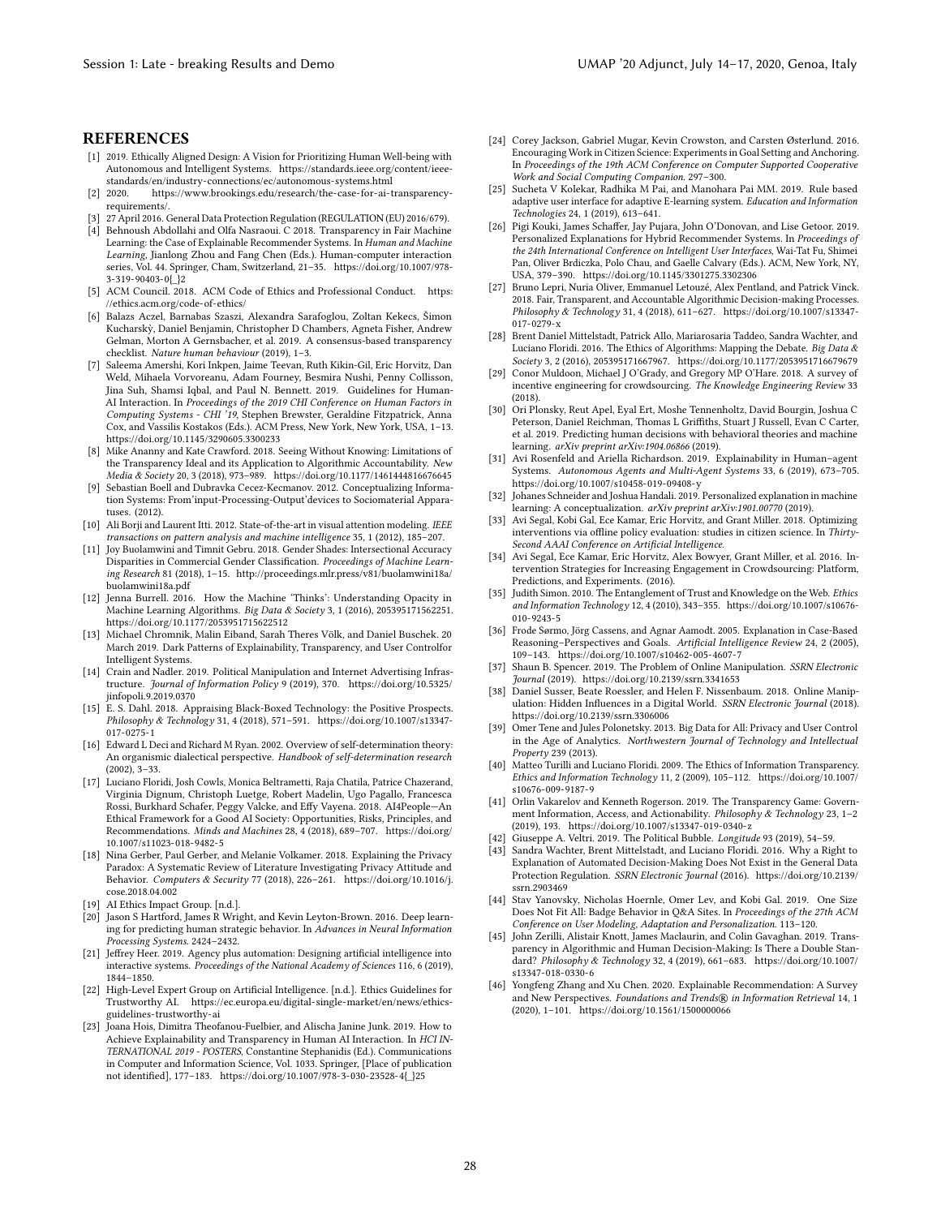## REFERENCES

[1] 2019. Ethically Aligned Design: A Vision for Prioritizing Human Well-being with Autonomous and Intelligent Systems. https://standards.ieee.org/content/ieee-standards/en/industry-connections/ec/autonomous-systems.html

[2] 2020. https://www.brookings.edu/research/the-case-for-ai-transparency-requirements/.

[3] 27 April 2016. General Data Protection Regulation (REGULATION (EU) 2016/679).

[4] Behnoush Abdollahi and Olfa Nasraoui. C 2018. Transparency in Fair Machine Learning: the Case of Explainable Recommender Systems. In *Human and Machine Learning*, Jianlong Zhou and Fang Chen (Eds.). Human-computer interaction series, Vol. 44. Springer, Cham, Switzerland, 21–35. https://doi.org/10.1007/978-3-319-90403-0{_}2

[5] ACM Council. 2018. ACM Code of Ethics and Professional Conduct. https://ethics.acm.org/code-of-ethics/

[6] Balazs Aczel, Barnabas Szaszi, Alexandra Sarafoglou, Zoltan Kekecs, Šimon Kucharský, Daniel Benjamin, Christopher D Chambers, Agneta Fisher, Andrew Gelman, Morton A Gernsbacher, et al. 2019. A consensus-based transparency checklist. *Nature human behaviour* (2019), 1–3.

[7] Saleema Amershi, Kori Inkpen, Jaime Teevan, Ruth Kikin-Gil, Eric Horvitz, Dan Weld, Mihaela Vorvoreanu, Adam Fourney, Besmira Nushi, Penny Collisson, Jina Suh, Shamsi Iqbal, and Paul N. Bennett. 2019. Guidelines for Human-AI Interaction. In *Proceedings of the 2019 CHI Conference on Human Factors in Computing Systems - CHI '19*, Stephen Brewster, Geraldine Fitzpatrick, Anna Cox, and Vassilis Kostakos (Eds.). ACM Press, New York, New York, USA, 1–13. https://doi.org/10.1145/3290605.3300233

[8] Mike Ananny and Kate Crawford. 2018. Seeing Without Knowing: Limitations of the Transparency Ideal and its Application to Algorithmic Accountability. *New Media & Society* 20, 3 (2018), 973–989. https://doi.org/10.1177/1461444816676645

[9] Sebastian Boell and Dubravka Cecez-Kecmanov. 2012. Conceptualizing Information Systems: From'input-Processing-Output'devices to Sociomaterial Apparatuses. (2012).

[10] Ali Borji and Laurent Itti. 2012. State-of-the-art in visual attention modeling. *IEEE transactions on pattern analysis and machine intelligence* 35, 1 (2012), 185–207.

[11] Joy Buolamwini and Timnit Gebru. 2018. Gender Shades: Intersectional Accuracy Disparities in Commercial Gender Classification. *Proceedings of Machine Learning Research* 81 (2018), 1–15. http://proceedings.mlr.press/v81/buolamwini18a/buolamwini18a.pdf

[12] Jenna Burrell. 2016. How the Machine 'Thinks': Understanding Opacity in Machine Learning Algorithms. *Big Data & Society* 3, 1 (2016), 205395171562251. https://doi.org/10.1177/2053951715622512

[13] Michael Chromnik, Malin Eiband, Sarah Theres Völk, and Daniel Buschek. 20 March 2019. Dark Patterns of Explainability, Transparency, and User Controlfor Intelligent Systems.

[14] Crain and Nadler. 2019. Political Manipulation and Internet Advertising Infrastructure. *Journal of Information Policy* 9 (2019), 370. https://doi.org/10.5325/jinfopoli.9.2019.0370

[15] E. S. Dahl. 2018. Appraising Black-Boxed Technology: the Positive Prospects. *Philosophy & Technology* 31, 4 (2018), 571–591. https://doi.org/10.1007/s13347-017-0275-1

[16] Edward L Deci and Richard M Ryan. 2002. Overview of self-determination theory: An organismic dialectical perspective. *Handbook of self-determination research* (2002), 3–33.

[17] Luciano Floridi, Josh Cowls, Monica Beltrametti, Raja Chatila, Patrice Chazerand, Virginia Dignum, Christoph Luetge, Robert Madelin, Ugo Pagallo, Francesca Rossi, Burkhard Schafer, Peggy Valcke, and Effy Vayena. 2018. AI4People—An Ethical Framework for a Good AI Society: Opportunities, Risks, Principles, and Recommendations. *Minds and Machines* 28, 4 (2018), 689–707. https://doi.org/10.1007/s11023-018-9482-5

[18] Nina Gerber, Paul Gerber, and Melanie Volkamer. 2018. Explaining the Privacy Paradox: A Systematic Review of Literature Investigating Privacy Attitude and Behavior. *Computers & Security* 77 (2018), 226–261. https://doi.org/10.1016/j.cose.2018.04.002

[19] AI Ethics Impact Group. [n.d.].

[20] Jason S Hartford, James R Wright, and Kevin Leyton-Brown. 2016. Deep learning for predicting human strategic behavior. In *Advances in Neural Information Processing Systems*. 2424–2432.

[21] Jeffrey Heer. 2019. Agency plus automation: Designing artificial intelligence into interactive systems. *Proceedings of the National Academy of Sciences* 116, 6 (2019), 1844–1850.

[22] High-Level Expert Group on Artificial Intelligence. [n.d.]. Ethics Guidelines for Trustworthy AI. https://ec.europa.eu/digital-single-market/en/news/ethics-guidelines-trustworthy-ai

[23] Joana Hois, Dimitra Theofanou-Fuelbier, and Alischa Janine Junk. 2019. How to Achieve Explainability and Transparency in Human AI Interaction. In *HCI INTERNATIONAL 2019 - POSTERS*, Constantine Stephanidis (Ed.). Communications in Computer and Information Science, Vol. 1033. Springer, [Place of publication not identified], 177–183. https://doi.org/10.1007/978-3-030-23528-4{_}25

[24] Corey Jackson, Gabriel Mugar, Kevin Crowston, and Carsten Østerlund. 2016. Encouraging Work in Citizen Science: Experiments in Goal Setting and Anchoring. In *Proceedings of the 19th ACM Conference on Computer Supported Cooperative Work and Social Computing Companion*. 297–300.

[25] Sucheta V Kolekar, Radhika M Pai, and Manohara Pai MM. 2019. Rule based adaptive user interface for adaptive E-learning system. *Education and Information Technologies* 24, 1 (2019), 613–641.

[26] Pigi Kouki, James Schaffer, Jay Pujara, John O'Donovan, and Lise Getoor. 2019. Personalized Explanations for Hybrid Recommender Systems. In *Proceedings of the 24th International Conference on Intelligent User Interfaces*, Wai-Tat Fu, Shimei Pan, Oliver Brdiczka, Polo Chau, and Gaelle Calvary (Eds.). ACM, New York, NY, USA, 379–390. https://doi.org/10.1145/3301275.3302306

[27] Bruno Lepri, Nuria Oliver, Emmanuel Letouzé, Alex Pentland, and Patrick Vinck. 2018. Fair, Transparent, and Accountable Algorithmic Decision-making Processes. *Philosophy & Technology* 31, 4 (2018), 611–627. https://doi.org/10.1007/s13347-017-0279-x

[28] Brent Daniel Mittelstadt, Patrick Allo, Mariarosaria Taddeo, Sandra Wachter, and Luciano Floridi. 2016. The Ethics of Algorithms: Mapping the Debate. *Big Data & Society* 3, 2 (2016), 205395171667967. https://doi.org/10.1177/2053951716679679

[29] Conor Muldoon, Michael J O'Grady, and Gregory MP O'Hare. 2018. A survey of incentive engineering for crowdsourcing. *The Knowledge Engineering Review* 33 (2018).

[30] Ori Plonsky, Reut Apel, Eyal Ert, Moshe Tennenholtz, David Bourgin, Joshua C Peterson, Daniel Reichman, Thomas L Griffiths, Stuart J Russell, Evan C Carter, et al. 2019. Predicting human decisions with behavioral theories and machine learning. *arXiv preprint arXiv:1904.06866* (2019).

[31] Avi Rosenfeld and Ariella Richardson. 2019. Explainability in Human–agent Systems. *Autonomous Agents and Multi-Agent Systems* 33, 6 (2019), 673–705. https://doi.org/10.1007/s10458-019-09408-y

[32] Johanes Schneider and Joshua Handali. 2019. Personalized explanation in machine learning: A conceptualization. *arXiv preprint arXiv:1901.00770* (2019).

[33] Avi Segal, Kobi Gal, Ece Kamar, Eric Horvitz, and Grant Miller. 2018. Optimizing interventions via offline policy evaluation: studies in citizen science. In *Thirty-Second AAAI Conference on Artificial Intelligence*.

[34] Avi Segal, Ece Kamar, Eric Horvitz, Alex Bowyer, Grant Miller, et al. 2016. Intervention Strategies for Increasing Engagement in Crowdsourcing: Platform, Predictions, and Experiments. (2016).

[35] Judith Simon. 2010. The Entanglement of Trust and Knowledge on the Web. *Ethics and Information Technology* 12, 4 (2010), 343–355. https://doi.org/10.1007/s10676-010-9243-5

[36] Frode Sørmo, Jörg Cassens, and Agnar Aamodt. 2005. Explanation in Case-Based Reasoning–Perspectives and Goals. *Artificial Intelligence Review* 24, 2 (2005), 109–143. https://doi.org/10.1007/s10462-005-4607-7

[37] Shaun B. Spencer. 2019. The Problem of Online Manipulation. *SSRN Electronic Journal* (2019). https://doi.org/10.2139/ssrn.3341653

[38] Daniel Susser, Beate Roessler, and Helen F. Nissenbaum. 2018. Online Manipulation: Hidden Influences in a Digital World. *SSRN Electronic Journal* (2018). https://doi.org/10.2139/ssrn.3306006

[39] Omer Tene and Jules Polonetsky. 2013. Big Data for All: Privacy and User Control in the Age of Analytics. *Northwestern Journal of Technology and Intellectual Property* 239 (2013).

[40] Matteo Turilli and Luciano Floridi. 2009. The Ethics of Information Transparency. *Ethics and Information Technology* 11, 2 (2009), 105–112. https://doi.org/10.1007/s10676-009-9187-9

[41] Orlin Vakarelov and Kenneth Rogerson. 2019. The Transparency Game: Government Information, Access, and Actionability. *Philosophy & Technology* 23, 1–2 (2019), 193. https://doi.org/10.1007/s13347-019-0340-z

[42] Giuseppe A. Veltri. 2019. The Political Bubble. *Longitude* 93 (2019), 54–59.

[43] Sandra Wachter, Brent Mittelstadt, and Luciano Floridi. 2016. Why a Right to Explanation of Automated Decision-Making Does Not Exist in the General Data Protection Regulation. *SSRN Electronic Journal* (2016). https://doi.org/10.2139/ssrn.2903469

[44] Stav Yanovsky, Nicholas Hoernle, Omer Lev, and Kobi Gal. 2019. One Size Does Not Fit All: Badge Behavior in Q&A Sites. In *Proceedings of the 27th ACM Conference on User Modeling, Adaptation and Personalization*. 113–120.

[45] John Zerilli, Alistair Knott, James Maclaurin, and Colin Gavaghan. 2019. Transparency in Algorithmic and Human Decision-Making: Is There a Double Standard? *Philosophy & Technology* 32, 4 (2019), 661–683. https://doi.org/10.1007/s13347-018-0330-6

[46] Yongfeng Zhang and Xu Chen. 2020. Explainable Recommendation: A Survey and New Perspectives. *Foundations and Trends® in Information Retrieval* 14, 1 (2020), 1–101. https://doi.org/10.1561/1500000066